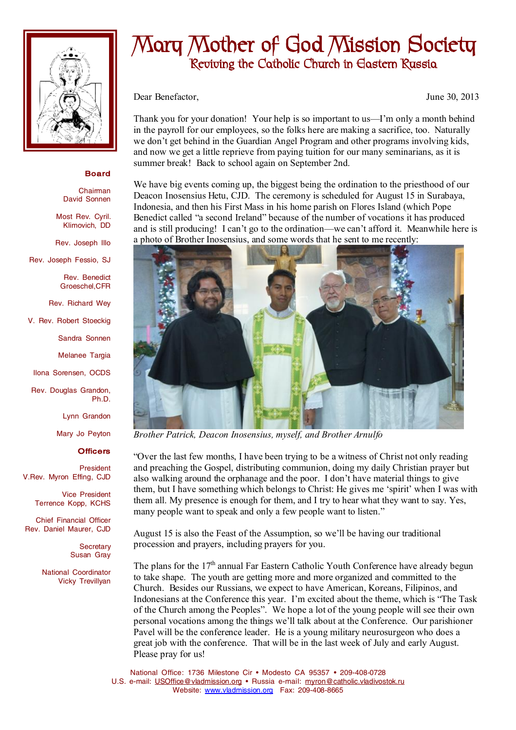# Mary Mother of God Mission Society

## Reviving the Catholic Church in Eastern Russia

**Board**

Chairman
David Sonnen

Most Rev. Cyril. Klimovich, DD

Rev. Joseph Illo

Rev. Joseph Fessio, SJ

Rev. Benedict Groeschel,CFR

Rev. Richard Wey

V. Rev. Robert Stoeckig

Sandra Sonnen

Melanee Targia

Ilona Sorensen, OCDS

Rev. Douglas Grandon, Ph.D.

Lynn Grandon

Mary Jo Peyton

**Officers**

President
V.Rev. Myron Effing, CJD

Vice President
Terrence Kopp, KCHS

Chief Financial Officer
Rev. Daniel Maurer, CJD

Secretary
Susan Gray

National Coordinator
Vicky Trevillyan

Dear Benefactor,

June 30, 2013

Thank you for your donation! Your help is so important to us—I'm only a month behind in the payroll for our employees, so the folks here are making a sacrifice, too. Naturally we don't get behind in the Guardian Angel Program and other programs involving kids, and now we get a little reprieve from paying tuition for our many seminarians, as it is summer break! Back to school again on September 2nd.

We have big events coming up, the biggest being the ordination to the priesthood of our Deacon Inosensius Hetu, CJD. The ceremony is scheduled for August 15 in Surabaya, Indonesia, and then his First Mass in his home parish on Flores Island (which Pope Benedict called "a second Ireland" because of the number of vocations it has produced and is still producing! I can't go to the ordination—we can't afford it. Meanwhile here is a photo of Brother Inosensius, and some words that he sent to me recently:

*Brother Patrick, Deacon Inosensius, myself, and Brother Arnulfo*

"Over the last few months, I have been trying to be a witness of Christ not only reading and preaching the Gospel, distributing communion, doing my daily Christian prayer but also walking around the orphanage and the poor. I don't have material things to give them, but I have something which belongs to Christ: He gives me 'spirit' when I was with them all. My presence is enough for them, and I try to hear what they want to say. Yes, many people want to speak and only a few people want to listen."

August 15 is also the Feast of the Assumption, so we'll be having our traditional procession and prayers, including prayers for you.

The plans for the 17th annual Far Eastern Catholic Youth Conference have already begun to take shape. The youth are getting more and more organized and committed to the Church. Besides our Russians, we expect to have American, Koreans, Filipinos, and Indonesians at the Conference this year. I'm excited about the theme, which is "The Task of the Church among the Peoples". We hope a lot of the young people will see their own personal vocations among the things we'll talk about at the Conference. Our parishioner Pavel will be the conference leader. He is a young military neurosurgeon who does a great job with the conference. That will be in the last week of July and early August. Please pray for us!

National Office: 1736 Milestone Cir • Modesto CA 95357 • 209-408-0728
U.S. e-mail: USOffice@vladmission.org • Russia e-mail: myron@catholic.vladivostok.ru
Website: www.vladmission.org Fax: 209-408-8665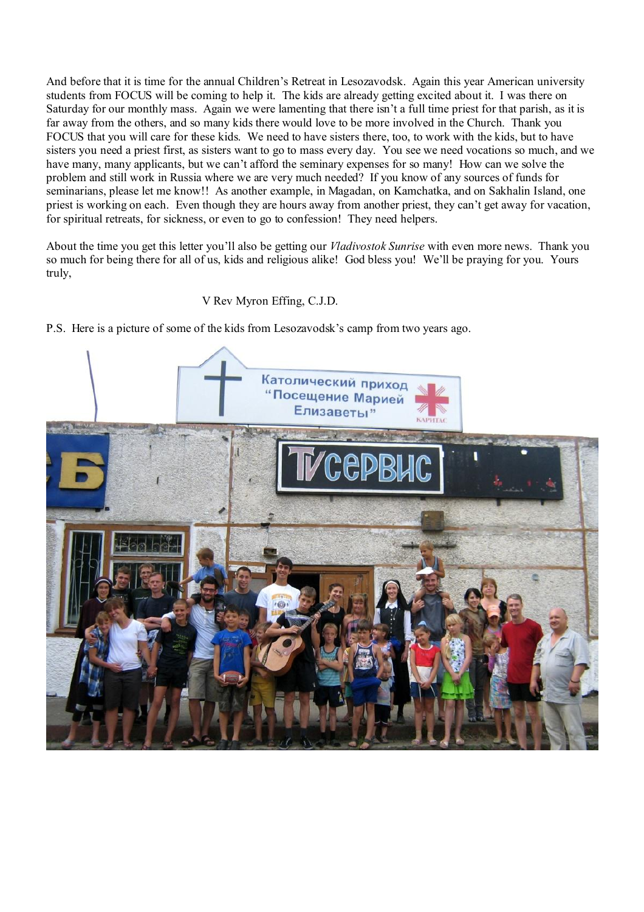And before that it is time for the annual Children's Retreat in Lesozavodsk. Again this year American university students from FOCUS will be coming to help it. The kids are already getting excited about it. I was there on Saturday for our monthly mass. Again we were lamenting that there isn't a full time priest for that parish, as it is far away from the others, and so many kids there would love to be more involved in the Church. Thank you FOCUS that you will care for these kids. We need to have sisters there, too, to work with the kids, but to have sisters you need a priest first, as sisters want to go to mass every day. You see we need vocations so much, and we have many, many applicants, but we can't afford the seminary expenses for so many! How can we solve the problem and still work in Russia where we are very much needed? If you know of any sources of funds for seminarians, please let me know!! As another example, in Magadan, on Kamchatka, and on Sakhalin Island, one priest is working on each. Even though they are hours away from another priest, they can't get away for vacation, for spiritual retreats, for sickness, or even to go to confession! They need helpers.

About the time you get this letter you'll also be getting our *Vladivostok Sunrise* with even more news. Thank you so much for being there for all of us, kids and religious alike! God bless you! We'll be praying for you. Yours truly,

V Rev Myron Effing, C.J.D.

P.S. Here is a picture of some of the kids from Lesozavodsk's camp from two years ago.